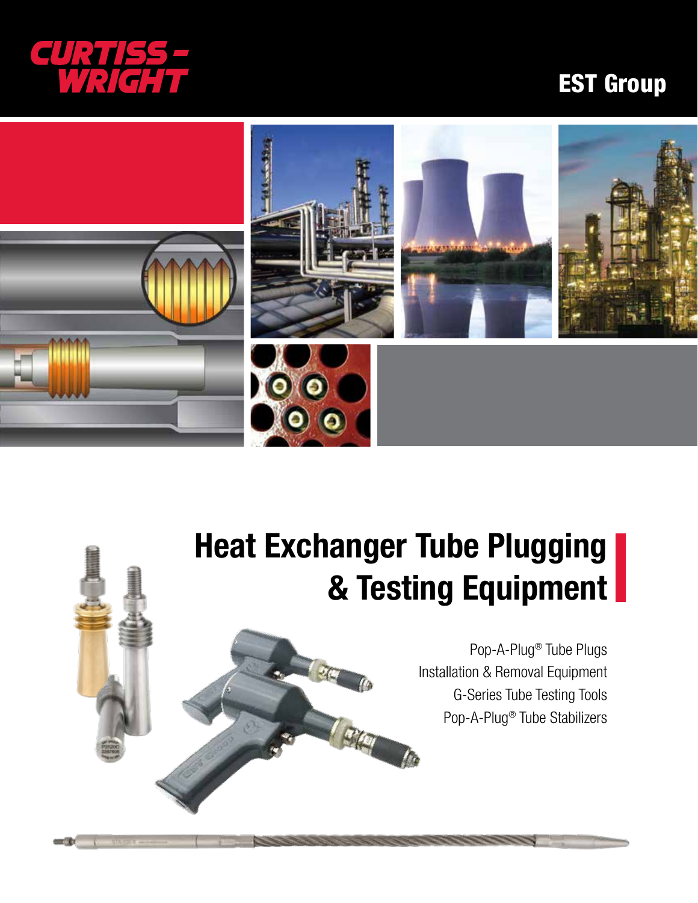CURTISS-WRIGHT

EST Group

# Heat Exchanger Tube Plugging & Testing Equipment

Pop-A-Plug® Tube Plugs
Installation & Removal Equipment
G-Series Tube Testing Tools
Pop-A-Plug® Tube Stabilizers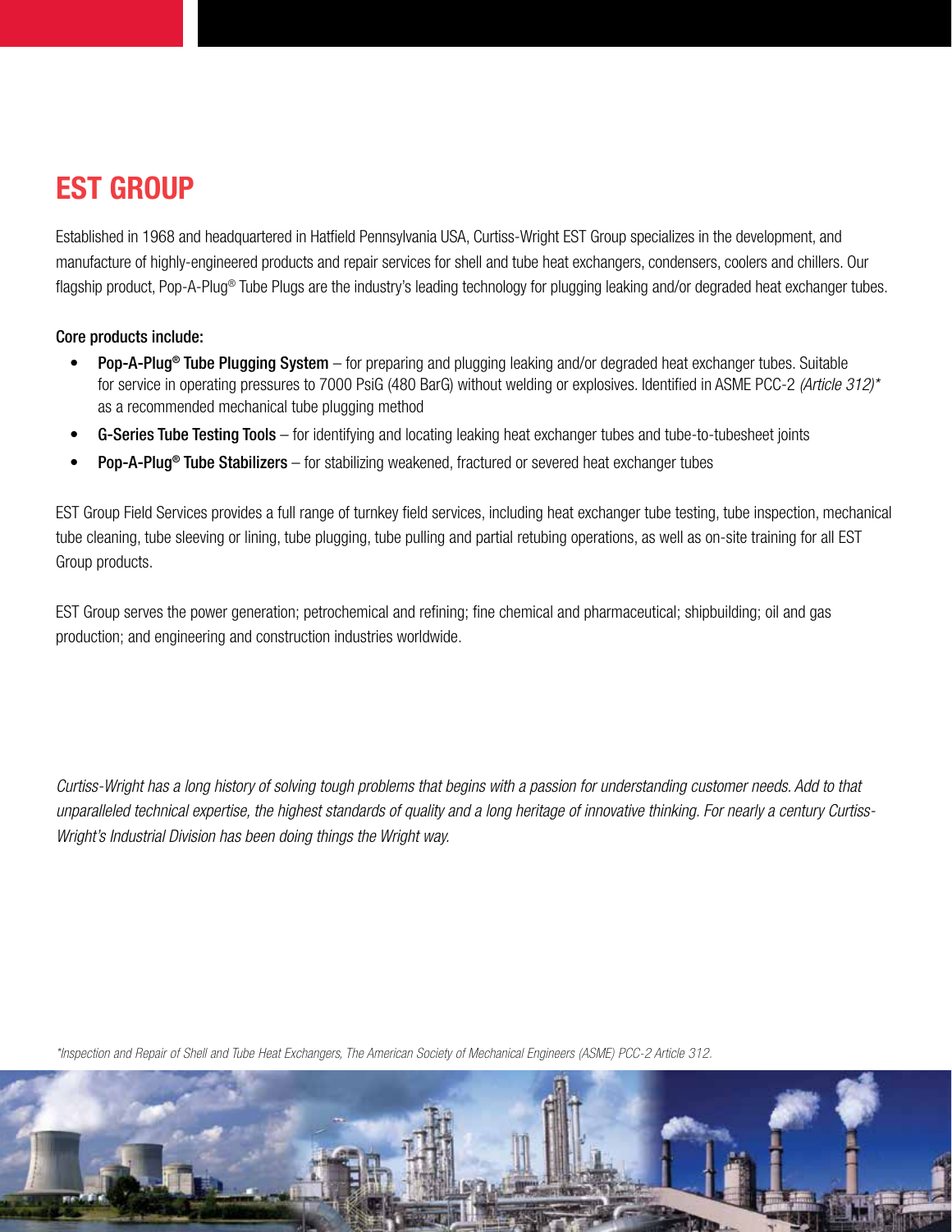# EST GROUP

Established in 1968 and headquartered in Hatfield Pennsylvania USA, Curtiss-Wright EST Group specializes in the development, and manufacture of highly-engineered products and repair services for shell and tube heat exchangers, condensers, coolers and chillers. Our flagship product, Pop-A-Plug® Tube Plugs are the industry's leading technology for plugging leaking and/or degraded heat exchanger tubes.

**Core products include:**

- **Pop-A-Plug® Tube Plugging System** – for preparing and plugging leaking and/or degraded heat exchanger tubes. Suitable for service in operating pressures to 7000 PsiG (480 BarG) without welding or explosives. Identified in ASME PCC-2 *(Article 312)** as a recommended mechanical tube plugging method
- **G-Series Tube Testing Tools** – for identifying and locating leaking heat exchanger tubes and tube-to-tubesheet joints
- **Pop-A-Plug® Tube Stabilizers** – for stabilizing weakened, fractured or severed heat exchanger tubes

EST Group Field Services provides a full range of turnkey field services, including heat exchanger tube testing, tube inspection, mechanical tube cleaning, tube sleeving or lining, tube plugging, tube pulling and partial retubing operations, as well as on-site training for all EST Group products.

EST Group serves the power generation; petrochemical and refining; fine chemical and pharmaceutical; shipbuilding; oil and gas production; and engineering and construction industries worldwide.

*Curtiss-Wright has a long history of solving tough problems that begins with a passion for understanding customer needs. Add to that unparalleled technical expertise, the highest standards of quality and a long heritage of innovative thinking. For nearly a century Curtiss-Wright's Industrial Division has been doing things the Wright way.*

*\*Inspection and Repair of Shell and Tube Heat Exchangers, The American Society of Mechanical Engineers (ASME) PCC-2 Article 312.*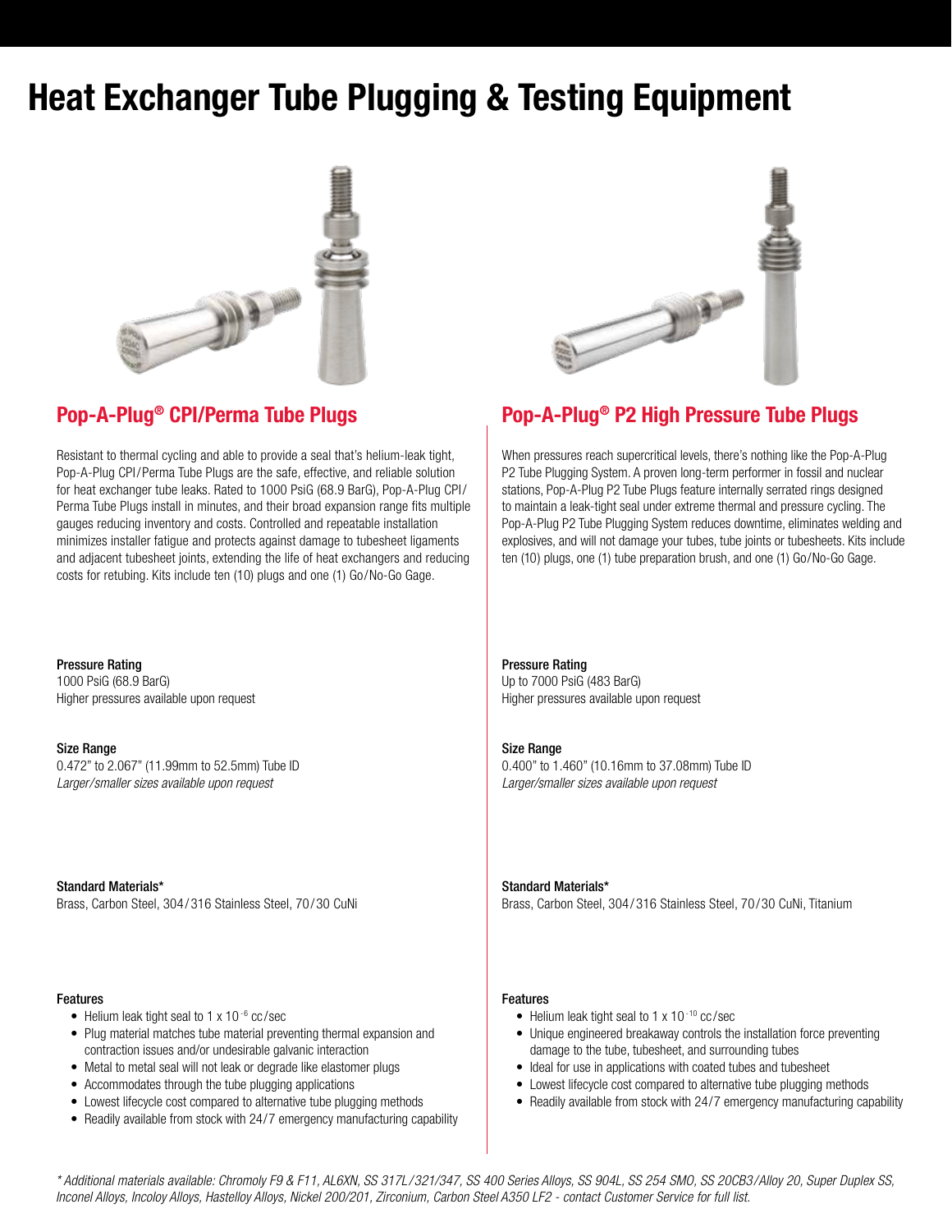# Heat Exchanger Tube Plugging & Testing Equipment

## Pop-A-Plug® CPI/Perma Tube Plugs

Resistant to thermal cycling and able to provide a seal that's helium-leak tight, Pop-A-Plug CPI/Perma Tube Plugs are the safe, effective, and reliable solution for heat exchanger tube leaks. Rated to 1000 PsiG (68.9 BarG), Pop-A-Plug CPI/Perma Tube Plugs install in minutes, and their broad expansion range fits multiple gauges reducing inventory and costs. Controlled and repeatable installation minimizes installer fatigue and protects against damage to tubesheet ligaments and adjacent tubesheet joints, extending the life of heat exchangers and reducing costs for retubing. Kits include ten (10) plugs and one (1) Go/No-Go Gage.

**Pressure Rating**
1000 PsiG (68.9 BarG)
Higher pressures available upon request

**Size Range**
0.472" to 2.067" (11.99mm to 52.5mm) Tube ID
*Larger/smaller sizes available upon request*

**Standard Materials***
Brass, Carbon Steel, 304/316 Stainless Steel, 70/30 CuNi

**Features**

- Helium leak tight seal to 1 x $10^{-6}$ cc/sec
- Plug material matches tube material preventing thermal expansion and contraction issues and/or undesirable galvanic interaction
- Metal to metal seal will not leak or degrade like elastomer plugs
- Accommodates through the tube plugging applications
- Lowest lifecycle cost compared to alternative tube plugging methods
- Readily available from stock with 24/7 emergency manufacturing capability

## Pop-A-Plug® P2 High Pressure Tube Plugs

When pressures reach supercritical levels, there's nothing like the Pop-A-Plug P2 Tube Plugging System. A proven long-term performer in fossil and nuclear stations, Pop-A-Plug P2 Tube Plugs feature internally serrated rings designed to maintain a leak-tight seal under extreme thermal and pressure cycling. The Pop-A-Plug P2 Tube Plugging System reduces downtime, eliminates welding and explosives, and will not damage your tubes, tube joints or tubesheets. Kits include ten (10) plugs, one (1) tube preparation brush, and one (1) Go/No-Go Gage.

**Pressure Rating**
Up to 7000 PsiG (483 BarG)
Higher pressures available upon request

**Size Range**
0.400" to 1.460" (10.16mm to 37.08mm) Tube ID
*Larger/smaller sizes available upon request*

**Standard Materials***
Brass, Carbon Steel, 304/316 Stainless Steel, 70/30 CuNi, Titanium

**Features**

- Helium leak tight seal to 1 x $10^{-10}$ cc/sec
- Unique engineered breakaway controls the installation force preventing damage to the tube, tubesheet, and surrounding tubes
- Ideal for use in applications with coated tubes and tubesheet
- Lowest lifecycle cost compared to alternative tube plugging methods
- Readily available from stock with 24/7 emergency manufacturing capability

*\* Additional materials available: Chromoly F9 & F11, AL6XN, SS 317L/321/347, SS 400 Series Alloys, SS 904L, SS 254 SMO, SS 20CB3/Alloy 20, Super Duplex SS, Inconel Alloys, Incoloy Alloys, Hastelloy Alloys, Nickel 200/201, Zirconium, Carbon Steel A350 LF2 - contact Customer Service for full list.*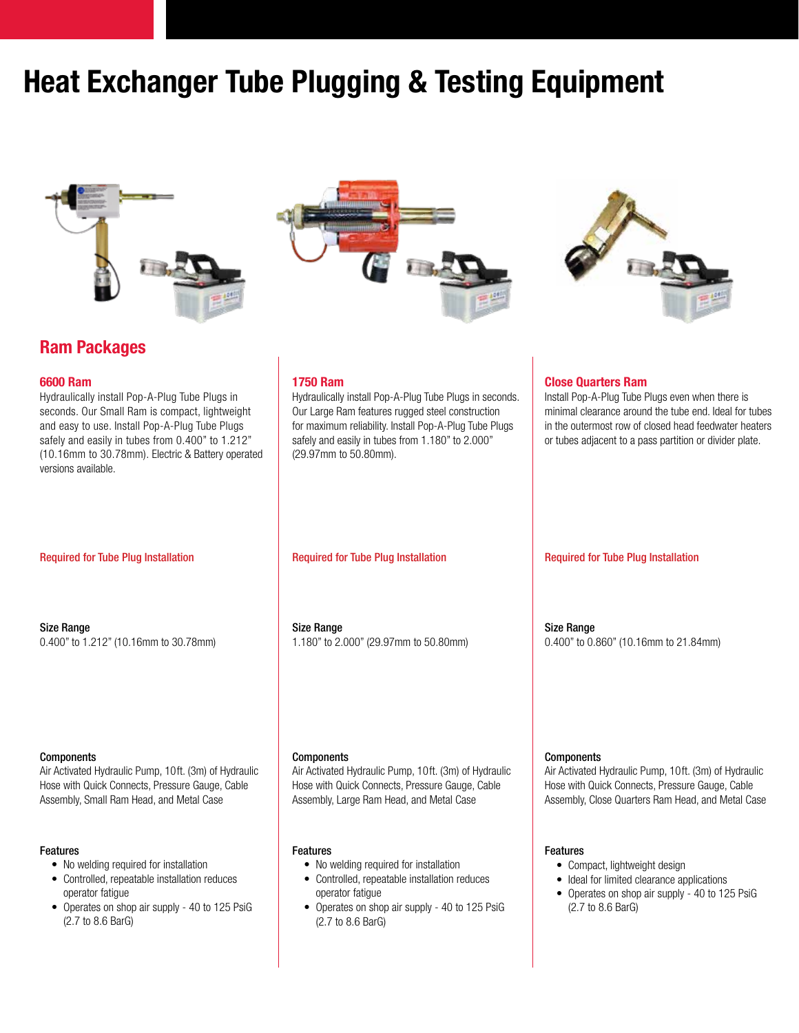# Heat Exchanger Tube Plugging & Testing Equipment

## Ram Packages

### 6600 Ram

Hydraulically install Pop-A-Plug Tube Plugs in seconds. Our Small Ram is compact, lightweight and easy to use. Install Pop-A-Plug Tube Plugs safely and easily in tubes from 0.400" to 1.212" (10.16mm to 30.78mm). Electric & Battery operated versions available.

Required for Tube Plug Installation

**Size Range**
0.400" to 1.212" (10.16mm to 30.78mm)

**Components**
Air Activated Hydraulic Pump, 10ft. (3m) of Hydraulic Hose with Quick Connects, Pressure Gauge, Cable Assembly, Small Ram Head, and Metal Case

**Features**

- No welding required for installation
- Controlled, repeatable installation reduces operator fatigue
- Operates on shop air supply - 40 to 125 PsiG (2.7 to 8.6 BarG)

### 1750 Ram

Hydraulically install Pop-A-Plug Tube Plugs in seconds. Our Large Ram features rugged steel construction for maximum reliability. Install Pop-A-Plug Tube Plugs safely and easily in tubes from 1.180" to 2.000" (29.97mm to 50.80mm).

Required for Tube Plug Installation

**Size Range**
1.180" to 2.000" (29.97mm to 50.80mm)

**Components**
Air Activated Hydraulic Pump, 10ft. (3m) of Hydraulic Hose with Quick Connects, Pressure Gauge, Cable Assembly, Large Ram Head, and Metal Case

**Features**

- No welding required for installation
- Controlled, repeatable installation reduces operator fatigue
- Operates on shop air supply - 40 to 125 PsiG (2.7 to 8.6 BarG)

### Close Quarters Ram

Install Pop-A-Plug Tube Plugs even when there is minimal clearance around the tube end. Ideal for tubes in the outermost row of closed head feedwater heaters or tubes adjacent to a pass partition or divider plate.

Required for Tube Plug Installation

**Size Range**
0.400" to 0.860" (10.16mm to 21.84mm)

**Components**
Air Activated Hydraulic Pump, 10ft. (3m) of Hydraulic Hose with Quick Connects, Pressure Gauge, Cable Assembly, Close Quarters Ram Head, and Metal Case

**Features**

- Compact, lightweight design
- Ideal for limited clearance applications
- Operates on shop air supply - 40 to 125 PsiG (2.7 to 8.6 BarG)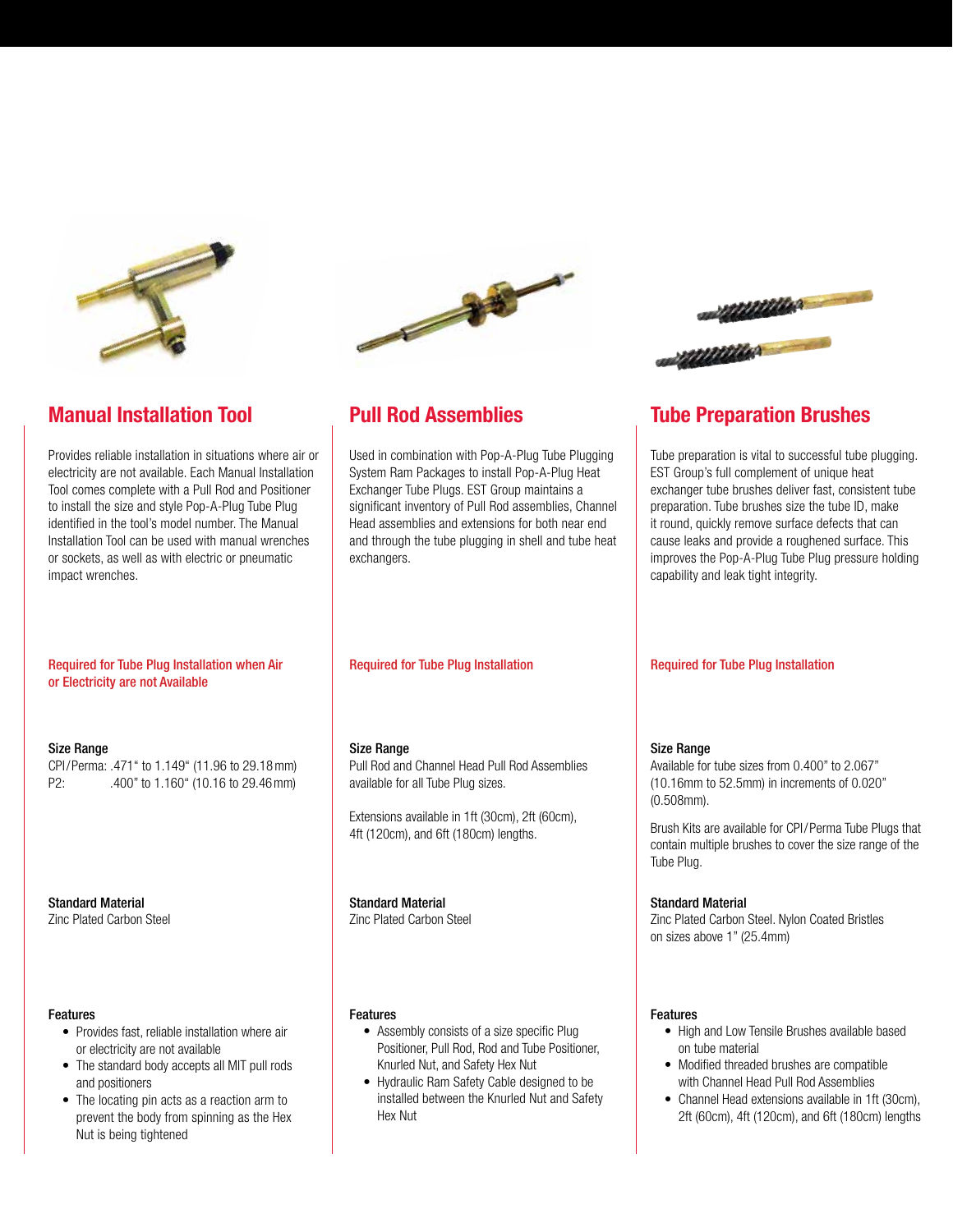## Manual Installation Tool

Provides reliable installation in situations where air or electricity are not available. Each Manual Installation Tool comes complete with a Pull Rod and Positioner to install the size and style Pop-A-Plug Tube Plug identified in the tool's model number. The Manual Installation Tool can be used with manual wrenches or sockets, as well as with electric or pneumatic impact wrenches.

Required for Tube Plug Installation when Air or Electricity are not Available

**Size Range**

CPI/Perma: .471" to 1.149" (11.96 to 29.18 mm)
P2: .400" to 1.160" (10.16 to 29.46 mm)

**Standard Material**

Zinc Plated Carbon Steel

**Features**

- Provides fast, reliable installation where air or electricity are not available
- The standard body accepts all MIT pull rods and positioners
- The locating pin acts as a reaction arm to prevent the body from spinning as the Hex Nut is being tightened

## Pull Rod Assemblies

Used in combination with Pop-A-Plug Tube Plugging System Ram Packages to install Pop-A-Plug Heat Exchanger Tube Plugs. EST Group maintains a significant inventory of Pull Rod assemblies, Channel Head assemblies and extensions for both near end and through the tube plugging in shell and tube heat exchangers.

Required for Tube Plug Installation

**Size Range**

Pull Rod and Channel Head Pull Rod Assemblies available for all Tube Plug sizes.

Extensions available in 1ft (30cm), 2ft (60cm), 4ft (120cm), and 6ft (180cm) lengths.

**Standard Material**

Zinc Plated Carbon Steel

**Features**

- Assembly consists of a size specific Plug Positioner, Pull Rod, Rod and Tube Positioner, Knurled Nut, and Safety Hex Nut
- Hydraulic Ram Safety Cable designed to be installed between the Knurled Nut and Safety Hex Nut

## Tube Preparation Brushes

Tube preparation is vital to successful tube plugging. EST Group's full complement of unique heat exchanger tube brushes deliver fast, consistent tube preparation. Tube brushes size the tube ID, make it round, quickly remove surface defects that can cause leaks and provide a roughened surface. This improves the Pop-A-Plug Tube Plug pressure holding capability and leak tight integrity.

Required for Tube Plug Installation

**Size Range**

Available for tube sizes from 0.400" to 2.067" (10.16mm to 52.5mm) in increments of 0.020" (0.508mm).

Brush Kits are available for CPI/Perma Tube Plugs that contain multiple brushes to cover the size range of the Tube Plug.

**Standard Material**

Zinc Plated Carbon Steel. Nylon Coated Bristles on sizes above 1" (25.4mm)

**Features**

- High and Low Tensile Brushes available based on tube material
- Modified threaded brushes are compatible with Channel Head Pull Rod Assemblies
- Channel Head extensions available in 1ft (30cm), 2ft (60cm), 4ft (120cm), and 6ft (180cm) lengths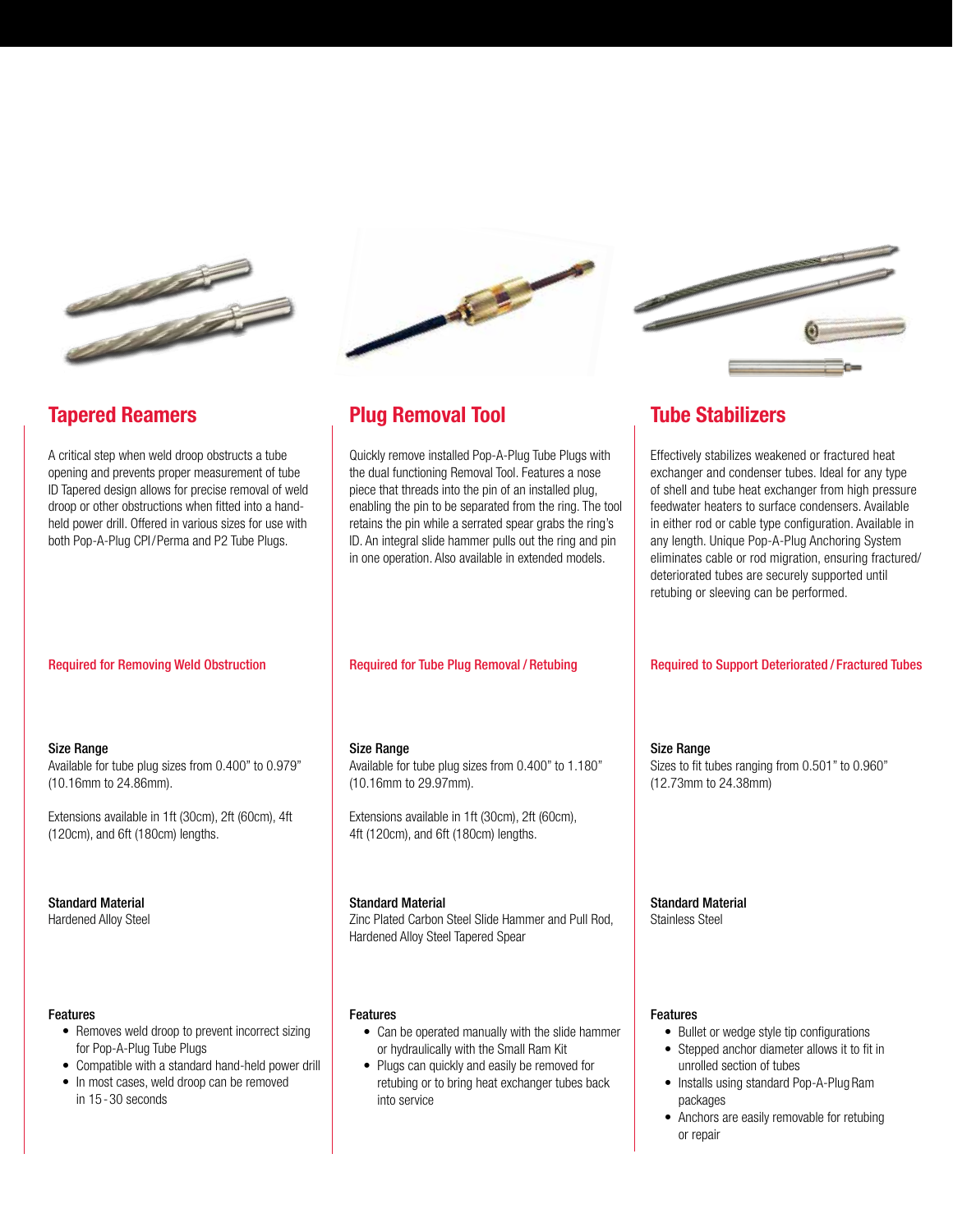## Tapered Reamers

A critical step when weld droop obstructs a tube opening and prevents proper measurement of tube ID Tapered design allows for precise removal of weld droop or other obstructions when fitted into a hand-held power drill. Offered in various sizes for use with both Pop-A-Plug CPI/Perma and P2 Tube Plugs.

**Required for Removing Weld Obstruction**

**Size Range**
Available for tube plug sizes from 0.400" to 0.979" (10.16mm to 24.86mm).

Extensions available in 1ft (30cm), 2ft (60cm), 4ft (120cm), and 6ft (180cm) lengths.

**Standard Material**
Hardened Alloy Steel

**Features**

- Removes weld droop to prevent incorrect sizing for Pop-A-Plug Tube Plugs
- Compatible with a standard hand-held power drill
- In most cases, weld droop can be removed in 15 - 30 seconds

## Plug Removal Tool

Quickly remove installed Pop-A-Plug Tube Plugs with the dual functioning Removal Tool. Features a nose piece that threads into the pin of an installed plug, enabling the pin to be separated from the ring. The tool retains the pin while a serrated spear grabs the ring's ID. An integral slide hammer pulls out the ring and pin in one operation. Also available in extended models.

**Required for Tube Plug Removal / Retubing**

**Size Range**
Available for tube plug sizes from 0.400" to 1.180" (10.16mm to 29.97mm).

Extensions available in 1ft (30cm), 2ft (60cm), 4ft (120cm), and 6ft (180cm) lengths.

**Standard Material**
Zinc Plated Carbon Steel Slide Hammer and Pull Rod, Hardened Alloy Steel Tapered Spear

**Features**

- Can be operated manually with the slide hammer or hydraulically with the Small Ram Kit
- Plugs can quickly and easily be removed for retubing or to bring heat exchanger tubes back into service

## Tube Stabilizers

Effectively stabilizes weakened or fractured heat exchanger and condenser tubes. Ideal for any type of shell and tube heat exchanger from high pressure feedwater heaters to surface condensers. Available in either rod or cable type configuration. Available in any length. Unique Pop-A-Plug Anchoring System eliminates cable or rod migration, ensuring fractured/deteriorated tubes are securely supported until retubing or sleeving can be performed.

**Required to Support Deteriorated / Fractured Tubes**

**Size Range**
Sizes to fit tubes ranging from 0.501" to 0.960" (12.73mm to 24.38mm)

**Standard Material**
Stainless Steel

**Features**

- Bullet or wedge style tip configurations
- Stepped anchor diameter allows it to fit in unrolled section of tubes
- Installs using standard Pop-A-Plug Ram packages
- Anchors are easily removable for retubing or repair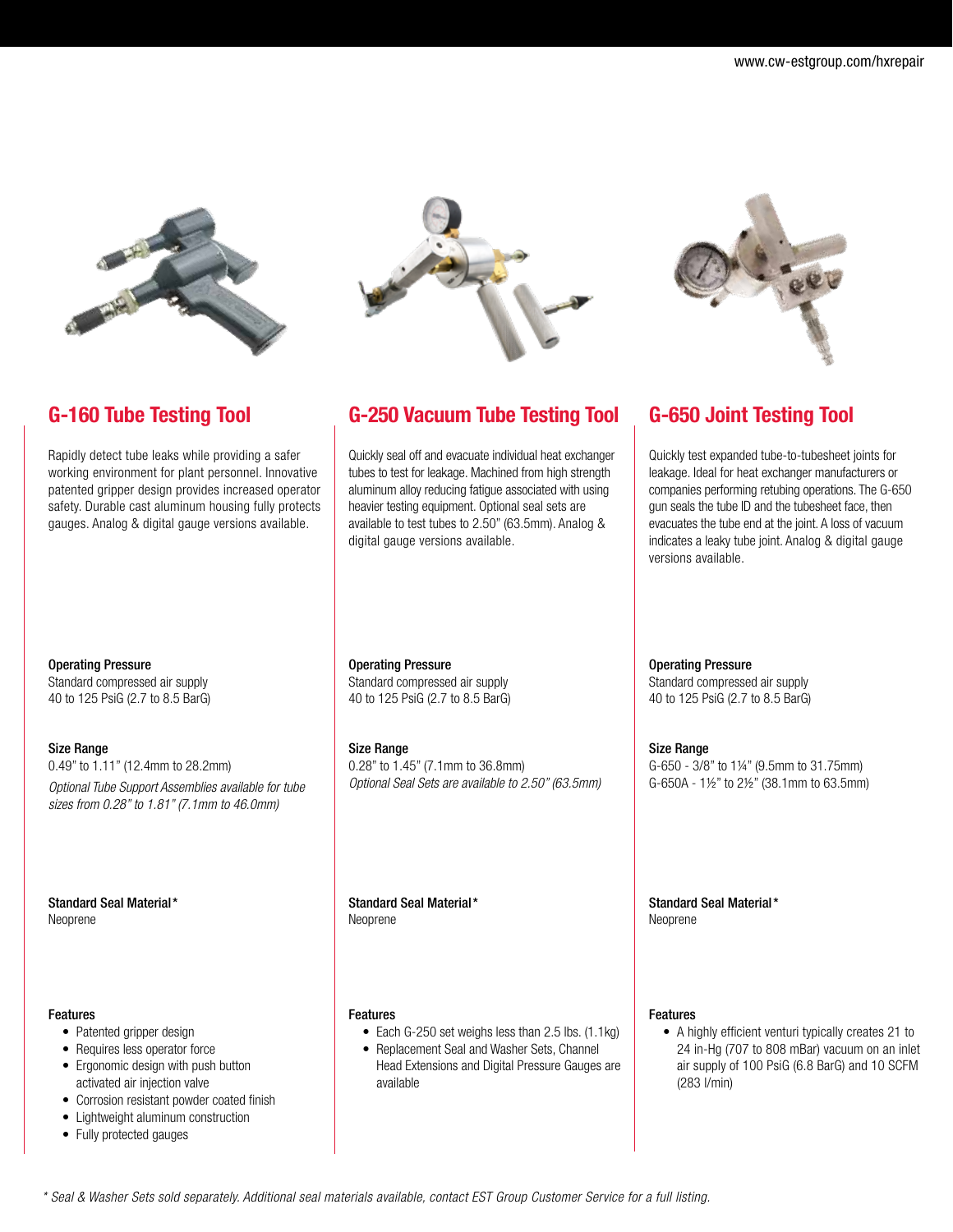## G-160 Tube Testing Tool

Rapidly detect tube leaks while providing a safer working environment for plant personnel. Innovative patented gripper design provides increased operator safety. Durable cast aluminum housing fully protects gauges. Analog & digital gauge versions available.

**Operating Pressure**
Standard compressed air supply
40 to 125 PsiG (2.7 to 8.5 BarG)

**Size Range**
0.49" to 1.11" (12.4mm to 28.2mm)

*Optional Tube Support Assemblies available for tube sizes from 0.28" to 1.81" (7.1mm to 46.0mm)*

**Standard Seal Material***
Neoprene

**Features**

- Patented gripper design
- Requires less operator force
- Ergonomic design with push button activated air injection valve
- Corrosion resistant powder coated finish
- Lightweight aluminum construction
- Fully protected gauges

## G-250 Vacuum Tube Testing Tool

Quickly seal off and evacuate individual heat exchanger tubes to test for leakage. Machined from high strength aluminum alloy reducing fatigue associated with using heavier testing equipment. Optional seal sets are available to test tubes to 2.50" (63.5mm). Analog & digital gauge versions available.

**Operating Pressure**
Standard compressed air supply
40 to 125 PsiG (2.7 to 8.5 BarG)

**Size Range**
0.28" to 1.45" (7.1mm to 36.8mm)

*Optional Seal Sets are available to 2.50" (63.5mm)*

**Standard Seal Material***
Neoprene

**Features**

- Each G-250 set weighs less than 2.5 lbs. (1.1kg)
- Replacement Seal and Washer Sets, Channel Head Extensions and Digital Pressure Gauges are available

## G-650 Joint Testing Tool

Quickly test expanded tube-to-tubesheet joints for leakage. Ideal for heat exchanger manufacturers or companies performing retubing operations. The G-650 gun seals the tube ID and the tubesheet face, then evacuates the tube end at the joint. A loss of vacuum indicates a leaky tube joint. Analog & digital gauge versions available.

**Operating Pressure**
Standard compressed air supply
40 to 125 PsiG (2.7 to 8.5 BarG)

**Size Range**
G-650 - 3/8" to 1¼" (9.5mm to 31.75mm)
G-650A - 1½" to 2½" (38.1mm to 63.5mm)

**Standard Seal Material***
Neoprene

**Features**

- A highly efficient venturi typically creates 21 to 24 in-Hg (707 to 808 mBar) vacuum on an inlet air supply of 100 PsiG (6.8 BarG) and 10 SCFM (283 l/min)

*\* Seal & Washer Sets sold separately. Additional seal materials available, contact EST Group Customer Service for a full listing.*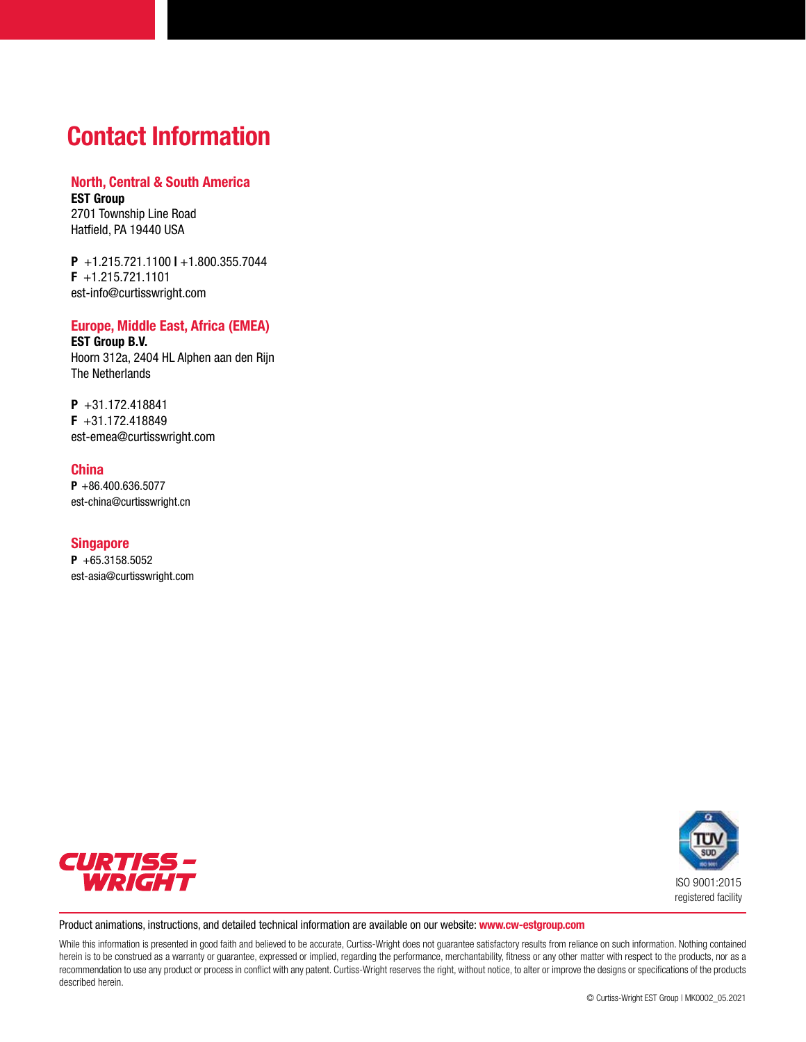# Contact Information

## North, Central & South America

**EST Group**
2701 Township Line Road
Hatfield, PA 19440 USA

**P** +1.215.721.1100 **|** +1.800.355.7044
**F** +1.215.721.1101
est-info@curtisswright.com

## Europe, Middle East, Africa (EMEA)

**EST Group B.V.**
Hoorn 312a, 2404 HL Alphen aan den Rijn
The Netherlands

**P** +31.172.418841
**F** +31.172.418849
est-emea@curtisswright.com

## China

**P** +86.400.636.5077
est-china@curtisswright.cn

## Singapore

**P** +65.3158.5052
est-asia@curtisswright.com

CURTISS-WRIGHT

ISO 9001:2015
registered facility

Product animations, instructions, and detailed technical information are available on our website: **www.cw-estgroup.com**

While this information is presented in good faith and believed to be accurate, Curtiss-Wright does not guarantee satisfactory results from reliance on such information. Nothing contained herein is to be construed as a warranty or guarantee, expressed or implied, regarding the performance, merchantability, fitness or any other matter with respect to the products, nor as a recommendation to use any product or process in conflict with any patent. Curtiss-Wright reserves the right, without notice, to alter or improve the designs or specifications of the products described herein.

© Curtiss-Wright EST Group | MK0002_05.2021